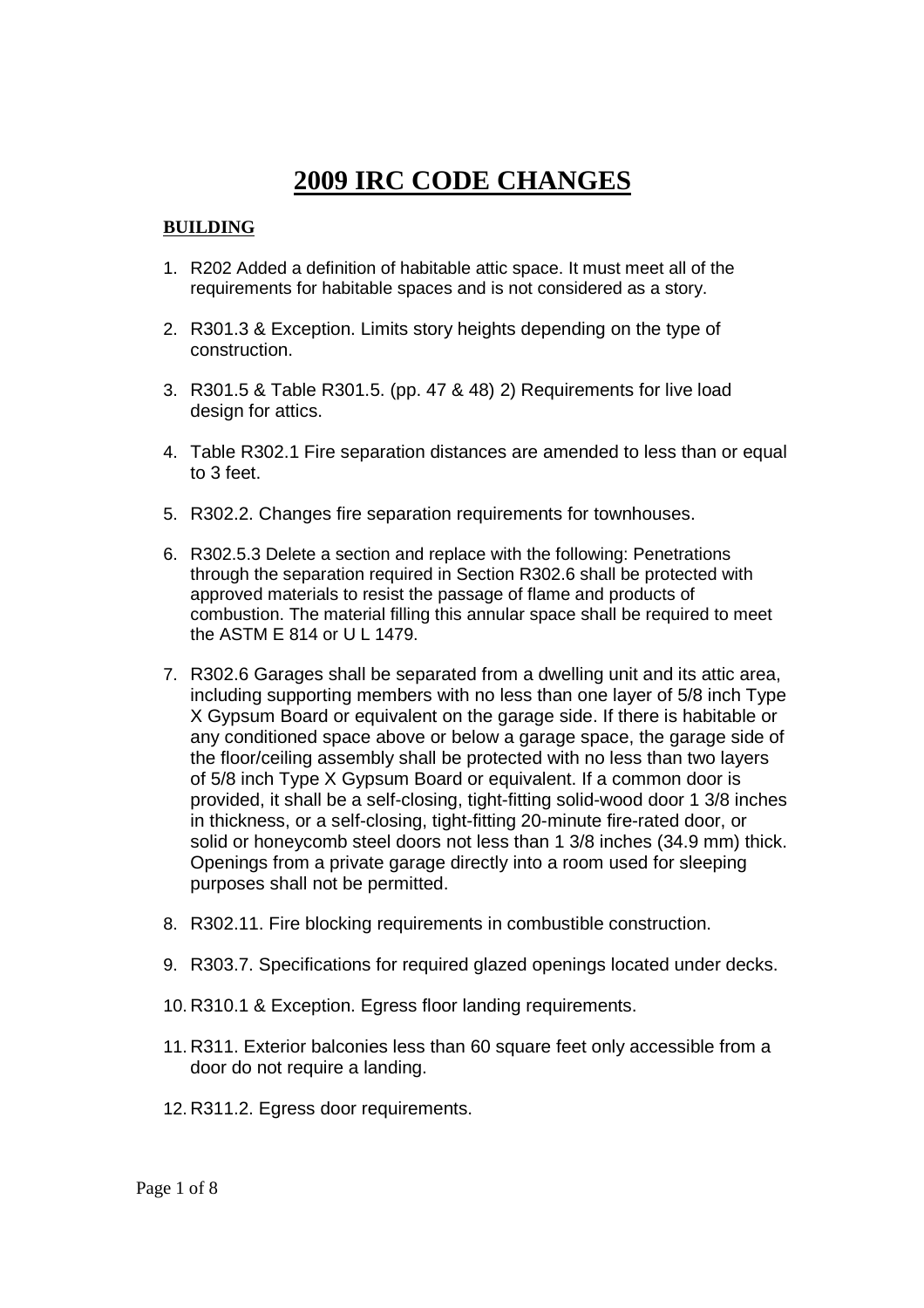# 2009 IRC CODE CHANGES

## BUILDING

1. R202 Added a definition of habitable attic space. It must meet all of the requirements for habitable spaces and is not considered as a story.

2. R301.3 & Exception. Limits story heights depending on the type of construction.

3. R301.5 & Table R301.5. (pp. 47 & 48) 2) Requirements for live load design for attics.

4. Table R302.1 Fire separation distances are amended to less than or equal to 3 feet.

5. R302.2. Changes fire separation requirements for townhouses.

6. R302.5.3 Delete a section and replace with the following: Penetrations through the separation required in Section R302.6 shall be protected with approved materials to resist the passage of flame and products of combustion. The material filling this annular space shall be required to meet the ASTM E 814 or U L 1479.

7. R302.6 Garages shall be separated from a dwelling unit and its attic area, including supporting members with no less than one layer of 5/8 inch Type X Gypsum Board or equivalent on the garage side. If there is habitable or any conditioned space above or below a garage space, the garage side of the floor/ceiling assembly shall be protected with no less than two layers of 5/8 inch Type X Gypsum Board or equivalent. If a common door is provided, it shall be a self-closing, tight-fitting solid-wood door 1 3/8 inches in thickness, or a self-closing, tight-fitting 20-minute fire-rated door, or solid or honeycomb steel doors not less than 1 3/8 inches (34.9 mm) thick. Openings from a private garage directly into a room used for sleeping purposes shall not be permitted.

8. R302.11. Fire blocking requirements in combustible construction.

9. R303.7. Specifications for required glazed openings located under decks.

10. R310.1 & Exception. Egress floor landing requirements.

11. R311. Exterior balconies less than 60 square feet only accessible from a door do not require a landing.

12. R311.2. Egress door requirements.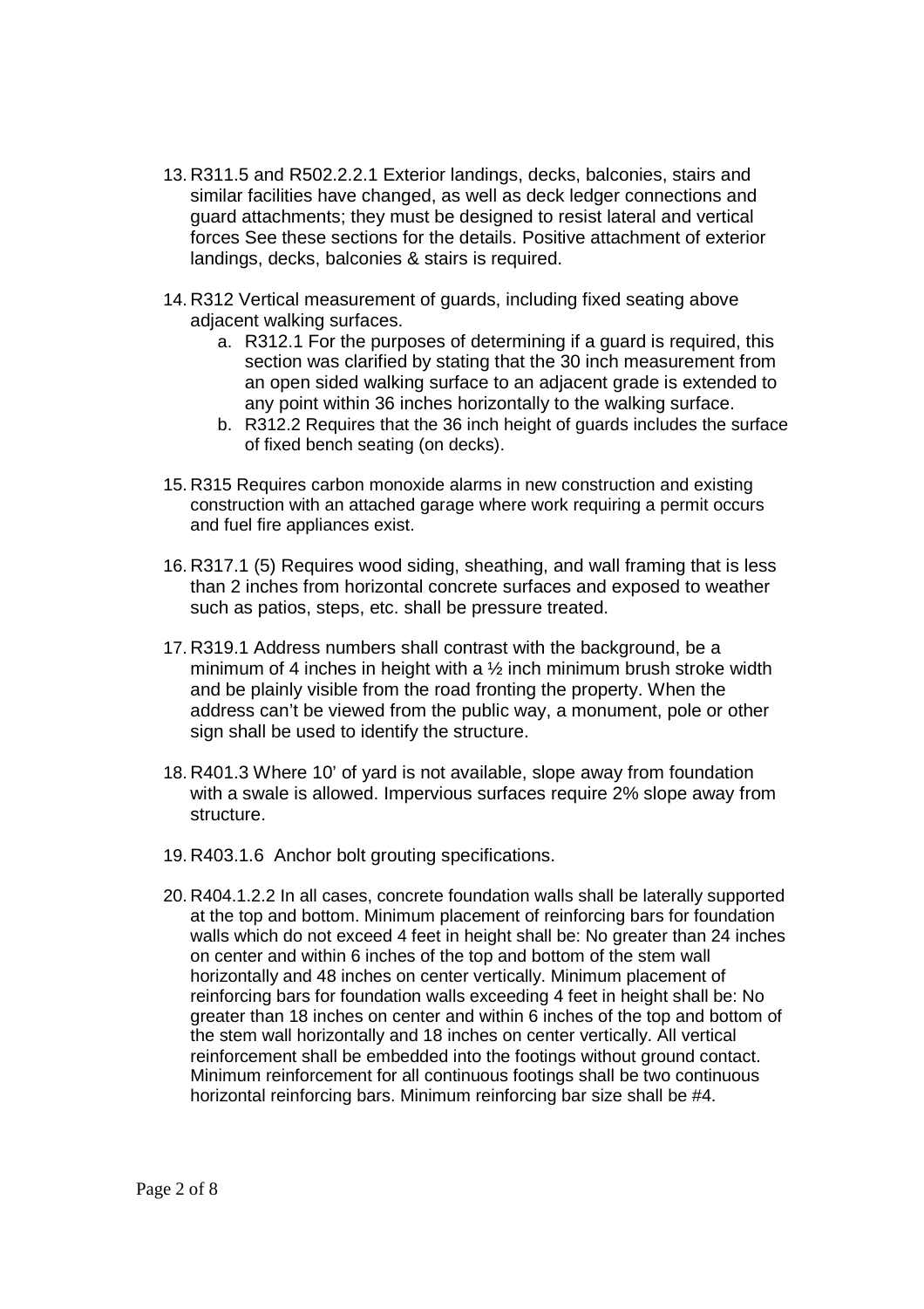13. R311.5 and R502.2.2.1 Exterior landings, decks, balconies, stairs and similar facilities have changed, as well as deck ledger connections and guard attachments; they must be designed to resist lateral and vertical forces See these sections for the details. Positive attachment of exterior landings, decks, balconies & stairs is required.

14. R312 Vertical measurement of guards, including fixed seating above adjacent walking surfaces.
    a. R312.1 For the purposes of determining if a guard is required, this section was clarified by stating that the 30 inch measurement from an open sided walking surface to an adjacent grade is extended to any point within 36 inches horizontally to the walking surface.
    b. R312.2 Requires that the 36 inch height of guards includes the surface of fixed bench seating (on decks).

15. R315 Requires carbon monoxide alarms in new construction and existing construction with an attached garage where work requiring a permit occurs and fuel fire appliances exist.

16. R317.1 (5) Requires wood siding, sheathing, and wall framing that is less than 2 inches from horizontal concrete surfaces and exposed to weather such as patios, steps, etc. shall be pressure treated.

17. R319.1 Address numbers shall contrast with the background, be a minimum of 4 inches in height with a ½ inch minimum brush stroke width and be plainly visible from the road fronting the property. When the address can't be viewed from the public way, a monument, pole or other sign shall be used to identify the structure.

18. R401.3 Where 10' of yard is not available, slope away from foundation with a swale is allowed. Impervious surfaces require 2% slope away from structure.

19. R403.1.6 Anchor bolt grouting specifications.

20. R404.1.2.2 In all cases, concrete foundation walls shall be laterally supported at the top and bottom. Minimum placement of reinforcing bars for foundation walls which do not exceed 4 feet in height shall be: No greater than 24 inches on center and within 6 inches of the top and bottom of the stem wall horizontally and 48 inches on center vertically. Minimum placement of reinforcing bars for foundation walls exceeding 4 feet in height shall be: No greater than 18 inches on center and within 6 inches of the top and bottom of the stem wall horizontally and 18 inches on center vertically. All vertical reinforcement shall be embedded into the footings without ground contact. Minimum reinforcement for all continuous footings shall be two continuous horizontal reinforcing bars. Minimum reinforcing bar size shall be #4.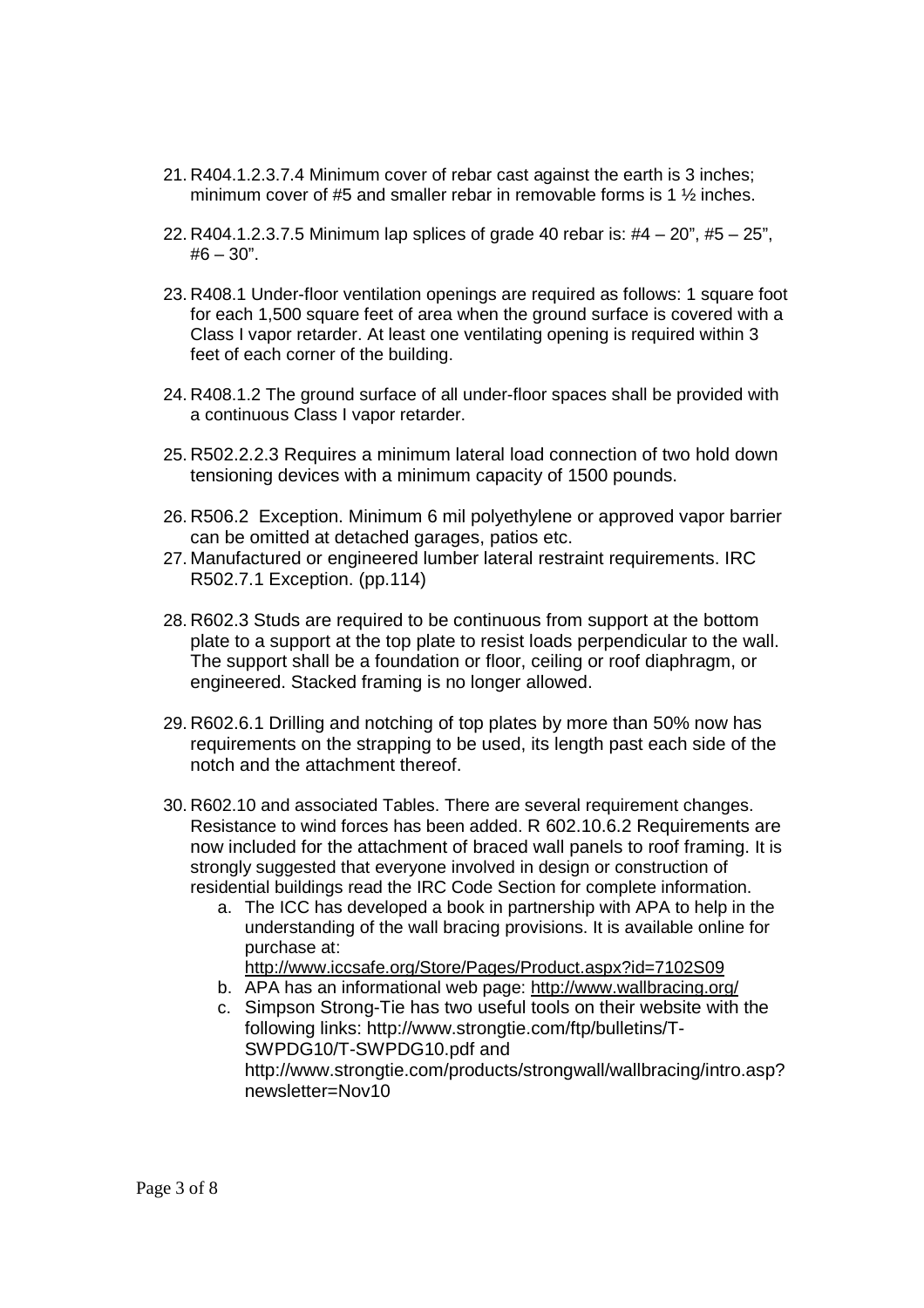21. R404.1.2.3.7.4 Minimum cover of rebar cast against the earth is 3 inches; minimum cover of #5 and smaller rebar in removable forms is 1 ½ inches.

22. R404.1.2.3.7.5 Minimum lap splices of grade 40 rebar is: #4 – 20", #5 – 25", #6 – 30".

23. R408.1 Under-floor ventilation openings are required as follows: 1 square foot for each 1,500 square feet of area when the ground surface is covered with a Class I vapor retarder. At least one ventilating opening is required within 3 feet of each corner of the building.

24. R408.1.2 The ground surface of all under-floor spaces shall be provided with a continuous Class I vapor retarder.

25. R502.2.2.3 Requires a minimum lateral load connection of two hold down tensioning devices with a minimum capacity of 1500 pounds.

26. R506.2 Exception. Minimum 6 mil polyethylene or approved vapor barrier can be omitted at detached garages, patios etc.

27. Manufactured or engineered lumber lateral restraint requirements. IRC R502.7.1 Exception. (pp.114)

28. R602.3 Studs are required to be continuous from support at the bottom plate to a support at the top plate to resist loads perpendicular to the wall. The support shall be a foundation or floor, ceiling or roof diaphragm, or engineered. Stacked framing is no longer allowed.

29. R602.6.1 Drilling and notching of top plates by more than 50% now has requirements on the strapping to be used, its length past each side of the notch and the attachment thereof.

30. R602.10 and associated Tables. There are several requirement changes. Resistance to wind forces has been added. R 602.10.6.2 Requirements are now included for the attachment of braced wall panels to roof framing. It is strongly suggested that everyone involved in design or construction of residential buildings read the IRC Code Section for complete information.
    a. The ICC has developed a book in partnership with APA to help in the understanding of the wall bracing provisions. It is available online for purchase at: http://www.iccsafe.org/Store/Pages/Product.aspx?id=7102S09
    b. APA has an informational web page: http://www.wallbracing.org/
    c. Simpson Strong-Tie has two useful tools on their website with the following links: http://www.strongtie.com/ftp/bulletins/T-SWPDG10/T-SWPDG10.pdf and http://www.strongtie.com/products/strongwall/wallbracing/intro.asp?newsletter=Nov10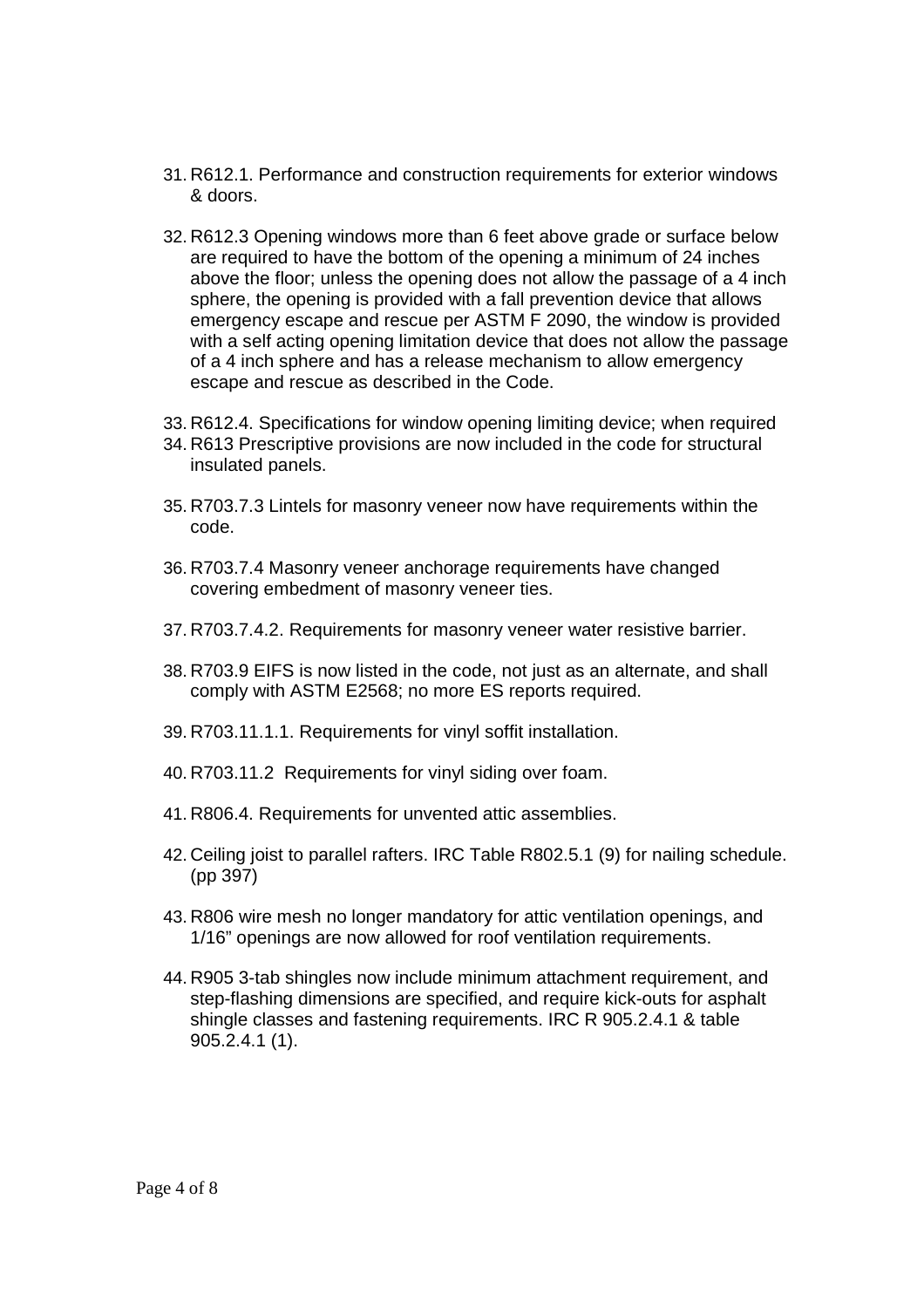31. R612.1. Performance and construction requirements for exterior windows & doors.

32. R612.3 Opening windows more than 6 feet above grade or surface below are required to have the bottom of the opening a minimum of 24 inches above the floor; unless the opening does not allow the passage of a 4 inch sphere, the opening is provided with a fall prevention device that allows emergency escape and rescue per ASTM F 2090, the window is provided with a self acting opening limitation device that does not allow the passage of a 4 inch sphere and has a release mechanism to allow emergency escape and rescue as described in the Code.

33. R612.4. Specifications for window opening limiting device; when required
34. R613 Prescriptive provisions are now included in the code for structural insulated panels.

35. R703.7.3 Lintels for masonry veneer now have requirements within the code.

36. R703.7.4 Masonry veneer anchorage requirements have changed covering embedment of masonry veneer ties.

37. R703.7.4.2. Requirements for masonry veneer water resistive barrier.

38. R703.9 EIFS is now listed in the code, not just as an alternate, and shall comply with ASTM E2568; no more ES reports required.

39. R703.11.1.1. Requirements for vinyl soffit installation.

40. R703.11.2 Requirements for vinyl siding over foam.

41. R806.4. Requirements for unvented attic assemblies.

42. Ceiling joist to parallel rafters. IRC Table R802.5.1 (9) for nailing schedule. (pp 397)

43. R806 wire mesh no longer mandatory for attic ventilation openings, and 1/16" openings are now allowed for roof ventilation requirements.

44. R905 3-tab shingles now include minimum attachment requirement, and step-flashing dimensions are specified, and require kick-outs for asphalt shingle classes and fastening requirements. IRC R 905.2.4.1 & table 905.2.4.1 (1).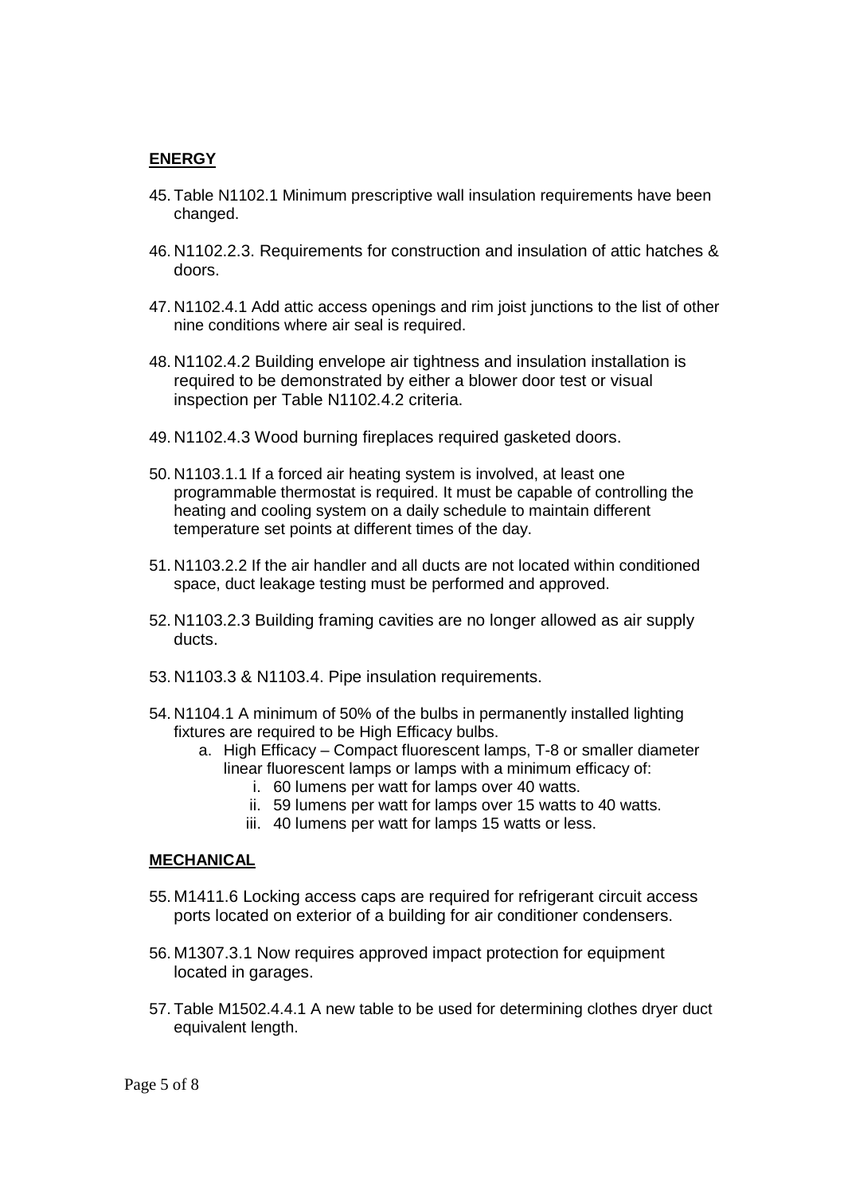## ENERGY

45. Table N1102.1 Minimum prescriptive wall insulation requirements have been changed.

46. N1102.2.3. Requirements for construction and insulation of attic hatches & doors.

47. N1102.4.1 Add attic access openings and rim joist junctions to the list of other nine conditions where air seal is required.

48. N1102.4.2 Building envelope air tightness and insulation installation is required to be demonstrated by either a blower door test or visual inspection per Table N1102.4.2 criteria.

49. N1102.4.3 Wood burning fireplaces required gasketed doors.

50. N1103.1.1 If a forced air heating system is involved, at least one programmable thermostat is required. It must be capable of controlling the heating and cooling system on a daily schedule to maintain different temperature set points at different times of the day.

51. N1103.2.2 If the air handler and all ducts are not located within conditioned space, duct leakage testing must be performed and approved.

52. N1103.2.3 Building framing cavities are no longer allowed as air supply ducts.

53. N1103.3 & N1103.4. Pipe insulation requirements.

54. N1104.1 A minimum of 50% of the bulbs in permanently installed lighting fixtures are required to be High Efficacy bulbs.
    a. High Efficacy – Compact fluorescent lamps, T-8 or smaller diameter linear fluorescent lamps or lamps with a minimum efficacy of:
        i. 60 lumens per watt for lamps over 40 watts.
        ii. 59 lumens per watt for lamps over 15 watts to 40 watts.
        iii. 40 lumens per watt for lamps 15 watts or less.

## MECHANICAL

55. M1411.6 Locking access caps are required for refrigerant circuit access ports located on exterior of a building for air conditioner condensers.

56. M1307.3.1 Now requires approved impact protection for equipment located in garages.

57. Table M1502.4.4.1 A new table to be used for determining clothes dryer duct equivalent length.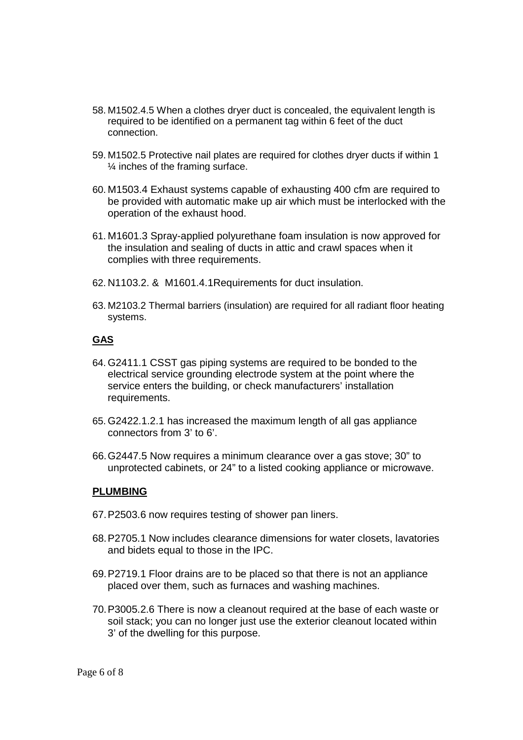58. M1502.4.5 When a clothes dryer duct is concealed, the equivalent length is required to be identified on a permanent tag within 6 feet of the duct connection.

59. M1502.5 Protective nail plates are required for clothes dryer ducts if within 1 ¼ inches of the framing surface.

60. M1503.4 Exhaust systems capable of exhausting 400 cfm are required to be provided with automatic make up air which must be interlocked with the operation of the exhaust hood.

61. M1601.3 Spray-applied polyurethane foam insulation is now approved for the insulation and sealing of ducts in attic and crawl spaces when it complies with three requirements.

62. N1103.2. & M1601.4.1Requirements for duct insulation.

63. M2103.2 Thermal barriers (insulation) are required for all radiant floor heating systems.

**GAS**

64. G2411.1 CSST gas piping systems are required to be bonded to the electrical service grounding electrode system at the point where the service enters the building, or check manufacturers' installation requirements.

65. G2422.1.2.1 has increased the maximum length of all gas appliance connectors from 3' to 6'.

66. G2447.5 Now requires a minimum clearance over a gas stove; 30" to unprotected cabinets, or 24" to a listed cooking appliance or microwave.

**PLUMBING**

67. P2503.6 now requires testing of shower pan liners.

68. P2705.1 Now includes clearance dimensions for water closets, lavatories and bidets equal to those in the IPC.

69. P2719.1 Floor drains are to be placed so that there is not an appliance placed over them, such as furnaces and washing machines.

70. P3005.2.6 There is now a cleanout required at the base of each waste or soil stack; you can no longer just use the exterior cleanout located within 3' of the dwelling for this purpose.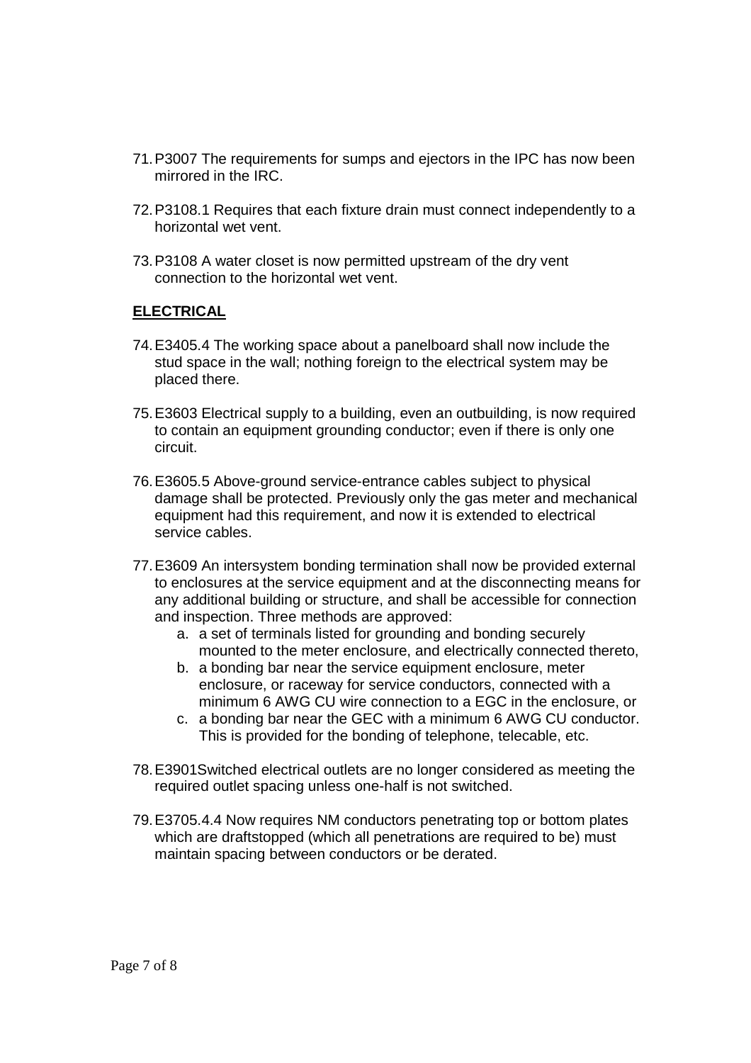71. P3007 The requirements for sumps and ejectors in the IPC has now been mirrored in the IRC.

72. P3108.1 Requires that each fixture drain must connect independently to a horizontal wet vent.

73. P3108 A water closet is now permitted upstream of the dry vent connection to the horizontal wet vent.

**ELECTRICAL**

74. E3405.4 The working space about a panelboard shall now include the stud space in the wall; nothing foreign to the electrical system may be placed there.

75. E3603 Electrical supply to a building, even an outbuilding, is now required to contain an equipment grounding conductor; even if there is only one circuit.

76. E3605.5 Above-ground service-entrance cables subject to physical damage shall be protected. Previously only the gas meter and mechanical equipment had this requirement, and now it is extended to electrical service cables.

77. E3609 An intersystem bonding termination shall now be provided external to enclosures at the service equipment and at the disconnecting means for any additional building or structure, and shall be accessible for connection and inspection. Three methods are approved:
    a. a set of terminals listed for grounding and bonding securely mounted to the meter enclosure, and electrically connected thereto,
    b. a bonding bar near the service equipment enclosure, meter enclosure, or raceway for service conductors, connected with a minimum 6 AWG CU wire connection to a EGC in the enclosure, or
    c. a bonding bar near the GEC with a minimum 6 AWG CU conductor. This is provided for the bonding of telephone, telecable, etc.

78. E3901Switched electrical outlets are no longer considered as meeting the required outlet spacing unless one-half is not switched.

79. E3705.4.4 Now requires NM conductors penetrating top or bottom plates which are draftstopped (which all penetrations are required to be) must maintain spacing between conductors or be derated.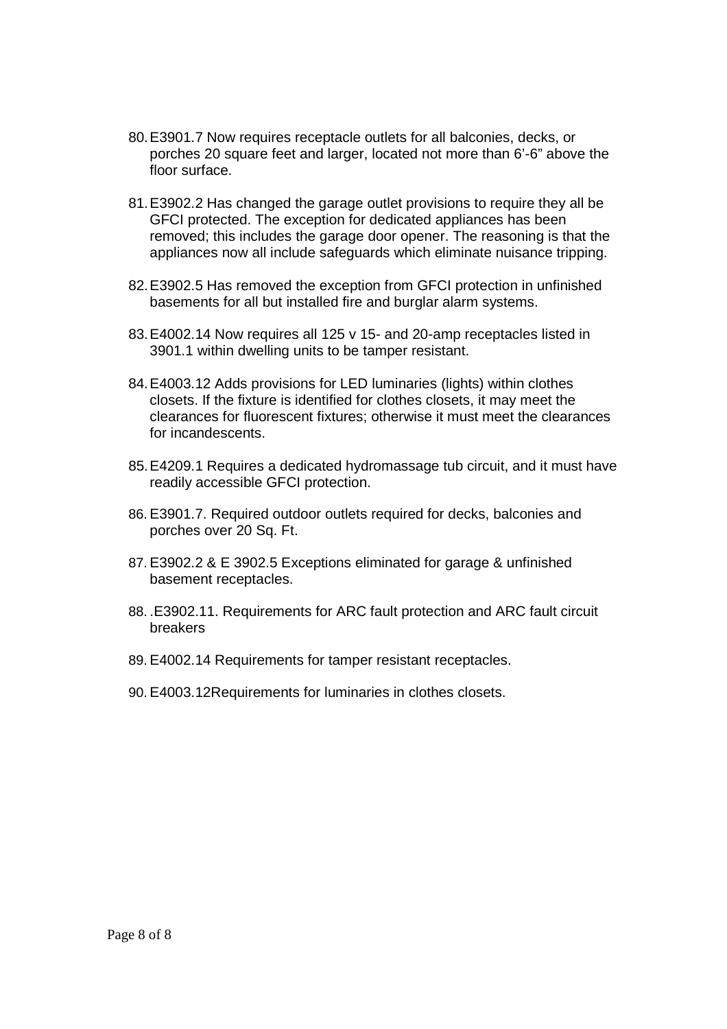80. E3901.7 Now requires receptacle outlets for all balconies, decks, or porches 20 square feet and larger, located not more than 6'-6" above the floor surface.

81. E3902.2 Has changed the garage outlet provisions to require they all be GFCI protected. The exception for dedicated appliances has been removed; this includes the garage door opener. The reasoning is that the appliances now all include safeguards which eliminate nuisance tripping.

82. E3902.5 Has removed the exception from GFCI protection in unfinished basements for all but installed fire and burglar alarm systems.

83. E4002.14 Now requires all 125 v 15- and 20-amp receptacles listed in 3901.1 within dwelling units to be tamper resistant.

84. E4003.12 Adds provisions for LED luminaries (lights) within clothes closets. If the fixture is identified for clothes closets, it may meet the clearances for fluorescent fixtures; otherwise it must meet the clearances for incandescents.

85. E4209.1 Requires a dedicated hydromassage tub circuit, and it must have readily accessible GFCI protection.

86. E3901.7. Required outdoor outlets required for decks, balconies and porches over 20 Sq. Ft.

87. E3902.2 & E 3902.5 Exceptions eliminated for garage & unfinished basement receptacles.

88. .E3902.11. Requirements for ARC fault protection and ARC fault circuit breakers

89. E4002.14 Requirements for tamper resistant receptacles.

90. E4003.12Requirements for luminaries in clothes closets.